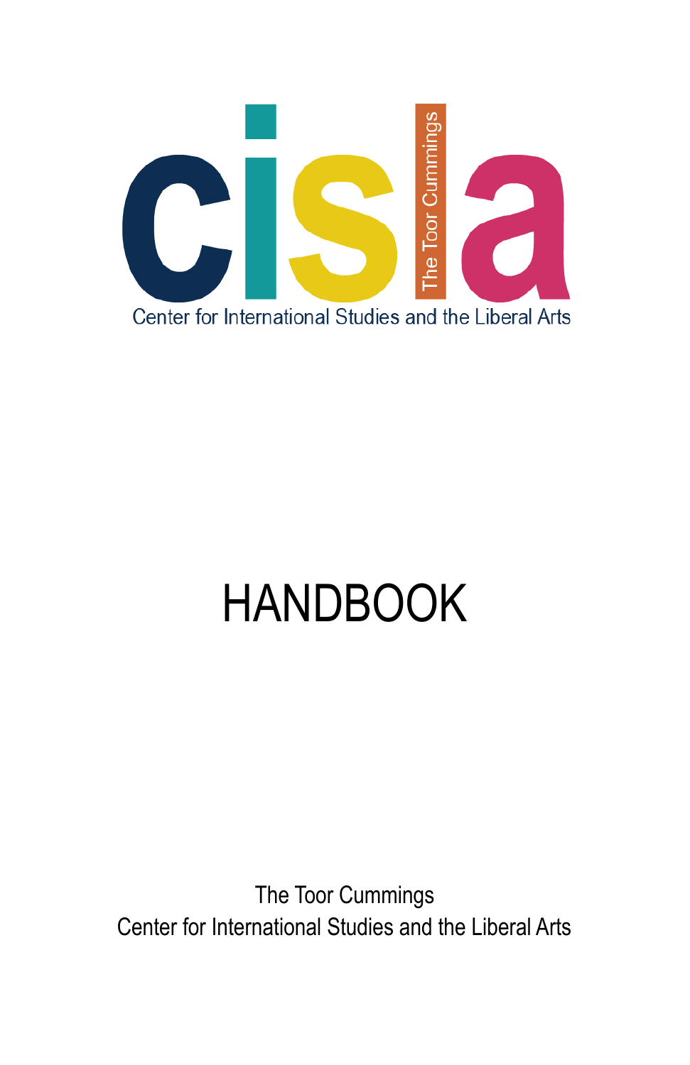cisla

The Toor Cummings

Center for International Studies and the Liberal Arts

# HANDBOOK

The Toor Cummings
Center for International Studies and the Liberal Arts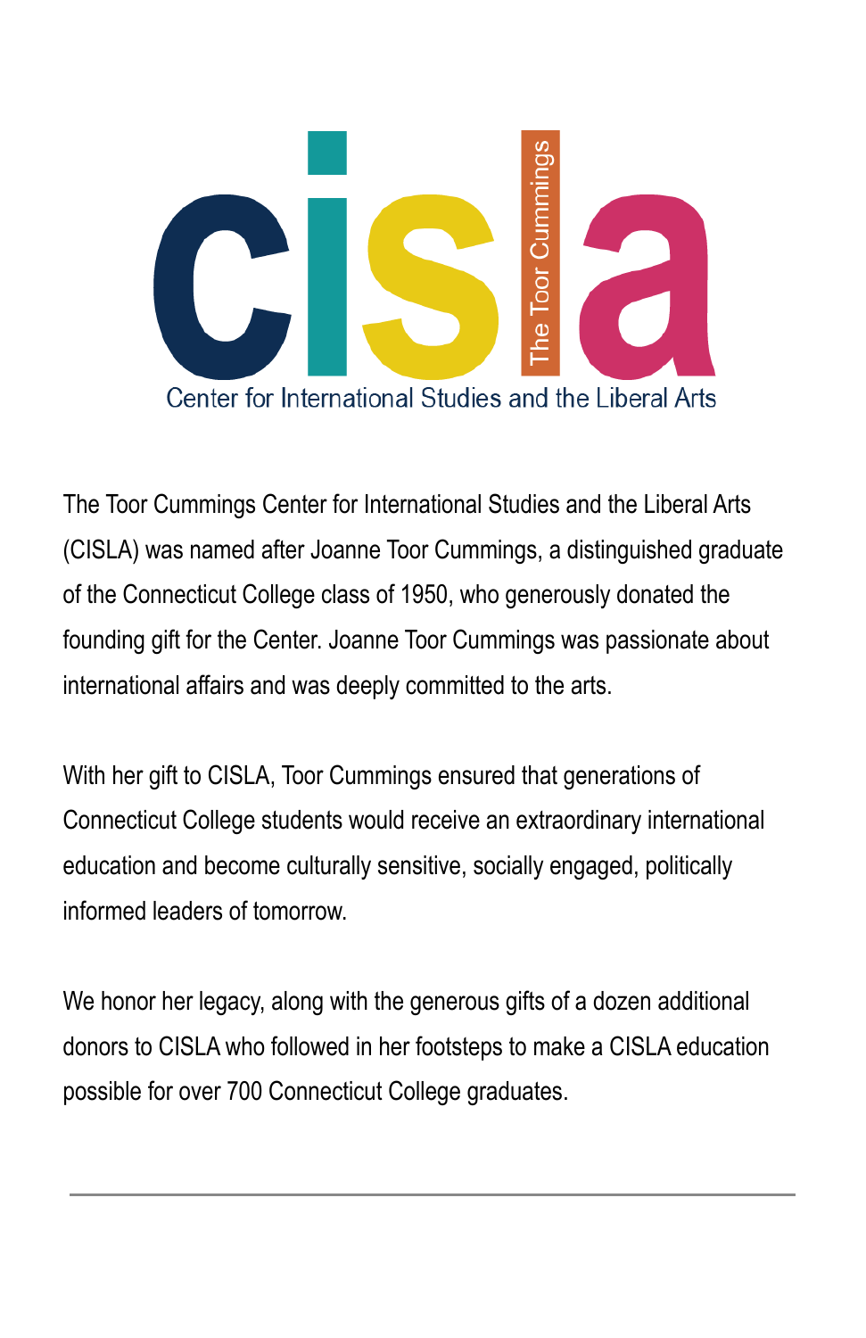cisla

The Toor Cummings

Center for International Studies and the Liberal Arts

The Toor Cummings Center for International Studies and the Liberal Arts (CISLA) was named after Joanne Toor Cummings, a distinguished graduate of the Connecticut College class of 1950, who generously donated the founding gift for the Center. Joanne Toor Cummings was passionate about international affairs and was deeply committed to the arts.

With her gift to CISLA, Toor Cummings ensured that generations of Connecticut College students would receive an extraordinary international education and become culturally sensitive, socially engaged, politically informed leaders of tomorrow.

We honor her legacy, along with the generous gifts of a dozen additional donors to CISLA who followed in her footsteps to make a CISLA education possible for over 700 Connecticut College graduates.

---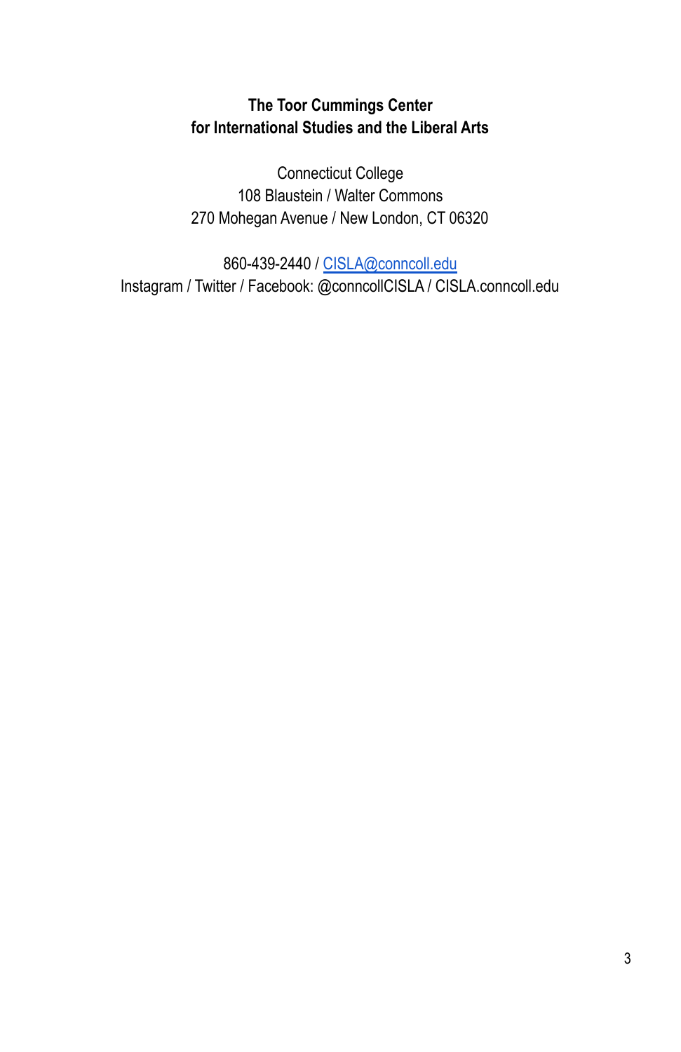**The Toor Cummings Center**
**for International Studies and the Liberal Arts**

Connecticut College
108 Blaustein / Walter Commons
270 Mohegan Avenue / New London, CT 06320

860-439-2440 / CISLA@conncoll.edu
Instagram / Twitter / Facebook: @conncollCISLA / CISLA.conncoll.edu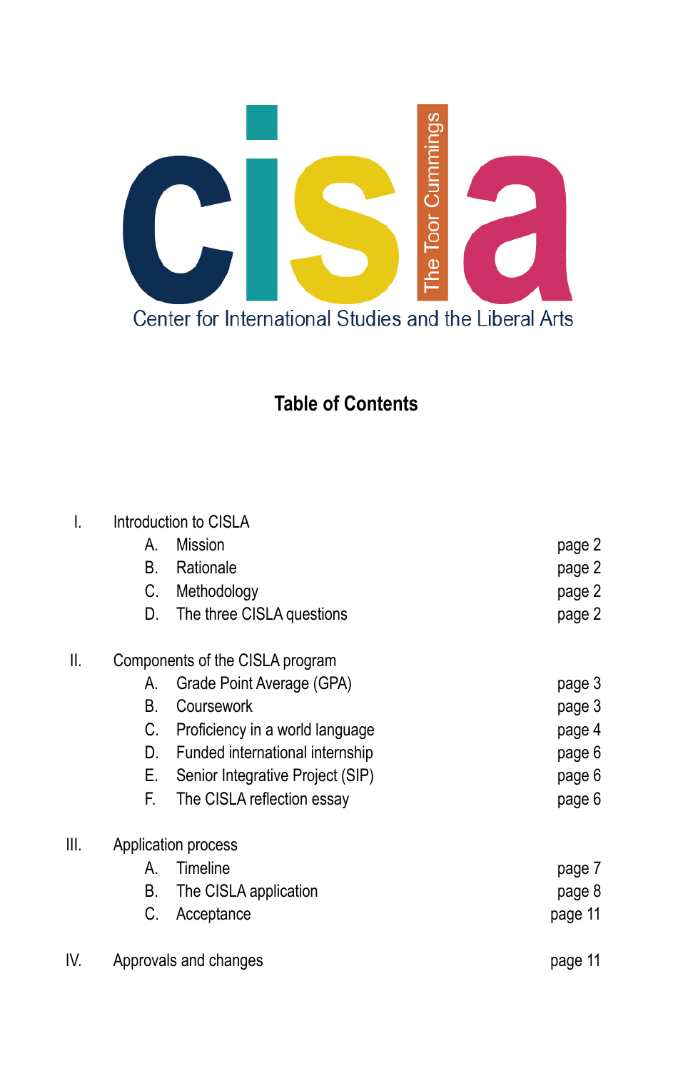# CISLA

The Toor Cummings

Center for International Studies and the Liberal Arts

## Table of Contents

I. Introduction to CISLA
   - A. Mission — page 2
   - B. Rationale — page 2
   - C. Methodology — page 2
   - D. The three CISLA questions — page 2

II. Components of the CISLA program
   - A. Grade Point Average (GPA) — page 3
   - B. Coursework — page 3
   - C. Proficiency in a world language — page 4
   - D. Funded international internship — page 6
   - E. Senior Integrative Project (SIP) — page 6
   - F. The CISLA reflection essay — page 6

III. Application process
   - A. Timeline — page 7
   - B. The CISLA application — page 8
   - C. Acceptance — page 11

IV. Approvals and changes — page 11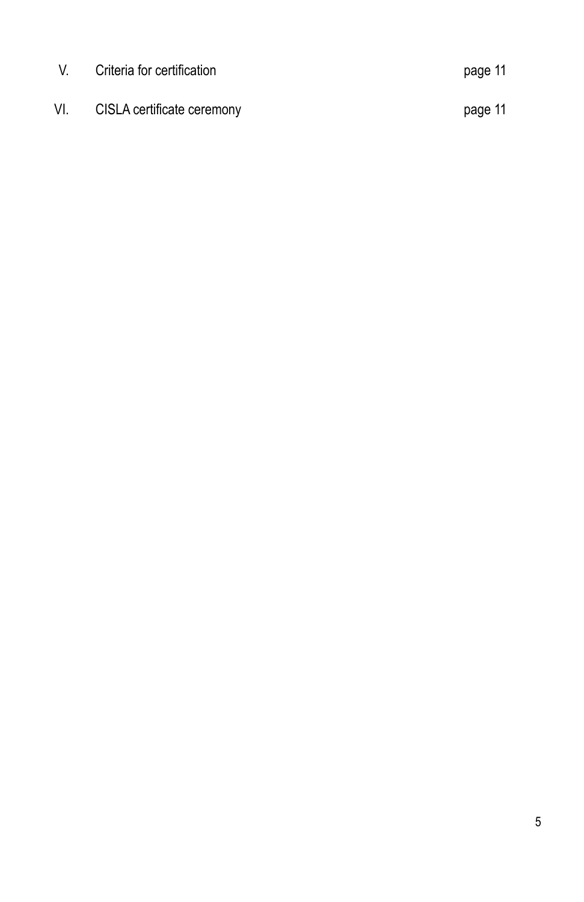| | | |
|---|---|---|
| V. | Criteria for certification | page 11 |
| VI. | CISLA certificate ceremony | page 11 |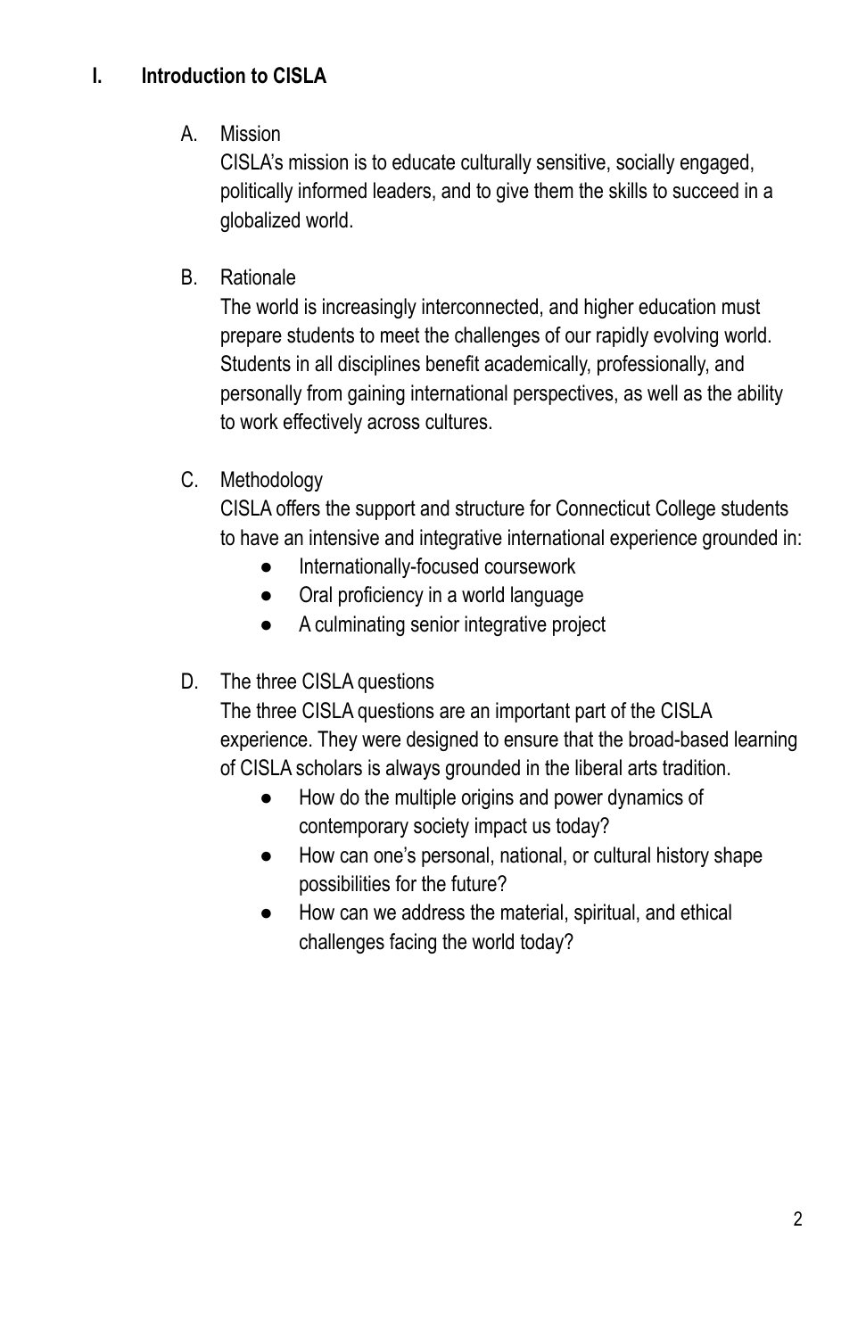## I. Introduction to CISLA

### A. Mission

CISLA's mission is to educate culturally sensitive, socially engaged, politically informed leaders, and to give them the skills to succeed in a globalized world.

### B. Rationale

The world is increasingly interconnected, and higher education must prepare students to meet the challenges of our rapidly evolving world. Students in all disciplines benefit academically, professionally, and personally from gaining international perspectives, as well as the ability to work effectively across cultures.

### C. Methodology

CISLA offers the support and structure for Connecticut College students to have an intensive and integrative international experience grounded in:

- Internationally-focused coursework
- Oral proficiency in a world language
- A culminating senior integrative project

### D. The three CISLA questions

The three CISLA questions are an important part of the CISLA experience. They were designed to ensure that the broad-based learning of CISLA scholars is always grounded in the liberal arts tradition.

- How do the multiple origins and power dynamics of contemporary society impact us today?
- How can one's personal, national, or cultural history shape possibilities for the future?
- How can we address the material, spiritual, and ethical challenges facing the world today?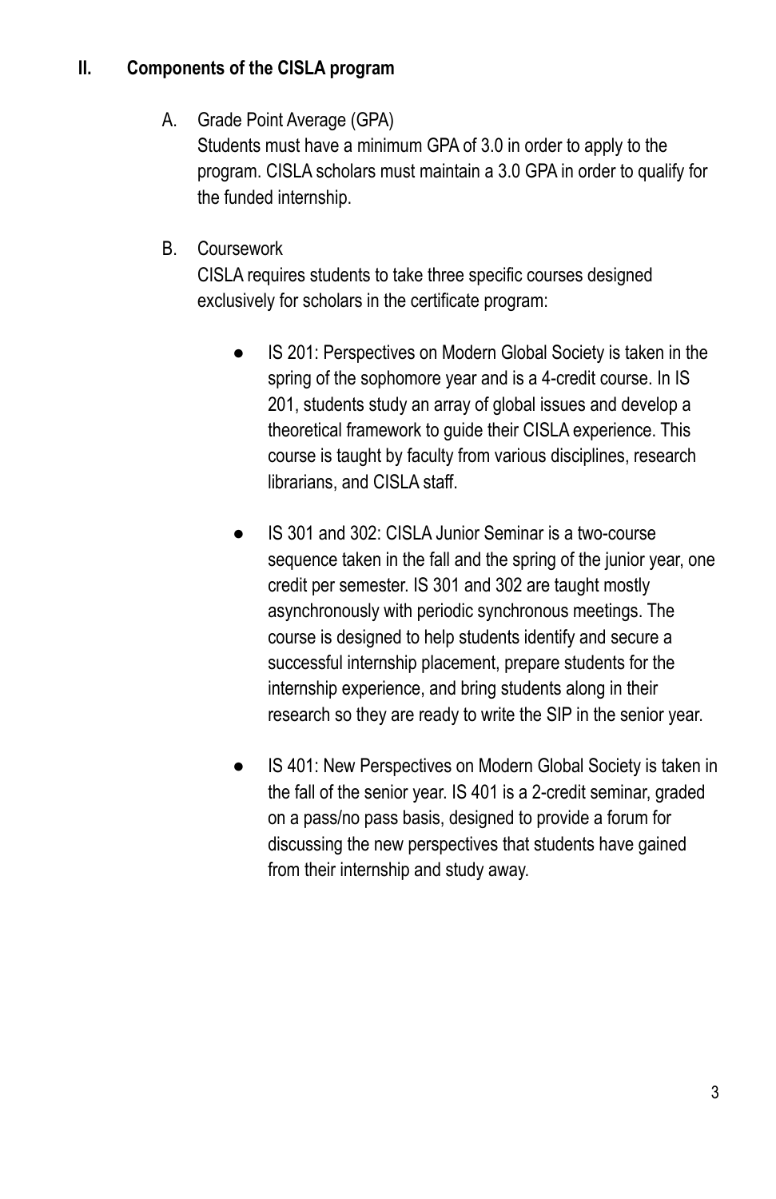## II. Components of the CISLA program

A. Grade Point Average (GPA)

Students must have a minimum GPA of 3.0 in order to apply to the program. CISLA scholars must maintain a 3.0 GPA in order to qualify for the funded internship.

B. Coursework

CISLA requires students to take three specific courses designed exclusively for scholars in the certificate program:

- IS 201: Perspectives on Modern Global Society is taken in the spring of the sophomore year and is a 4-credit course. In IS 201, students study an array of global issues and develop a theoretical framework to guide their CISLA experience. This course is taught by faculty from various disciplines, research librarians, and CISLA staff.

- IS 301 and 302: CISLA Junior Seminar is a two-course sequence taken in the fall and the spring of the junior year, one credit per semester. IS 301 and 302 are taught mostly asynchronously with periodic synchronous meetings. The course is designed to help students identify and secure a successful internship placement, prepare students for the internship experience, and bring students along in their research so they are ready to write the SIP in the senior year.

- IS 401: New Perspectives on Modern Global Society is taken in the fall of the senior year. IS 401 is a 2-credit seminar, graded on a pass/no pass basis, designed to provide a forum for discussing the new perspectives that students have gained from their internship and study away.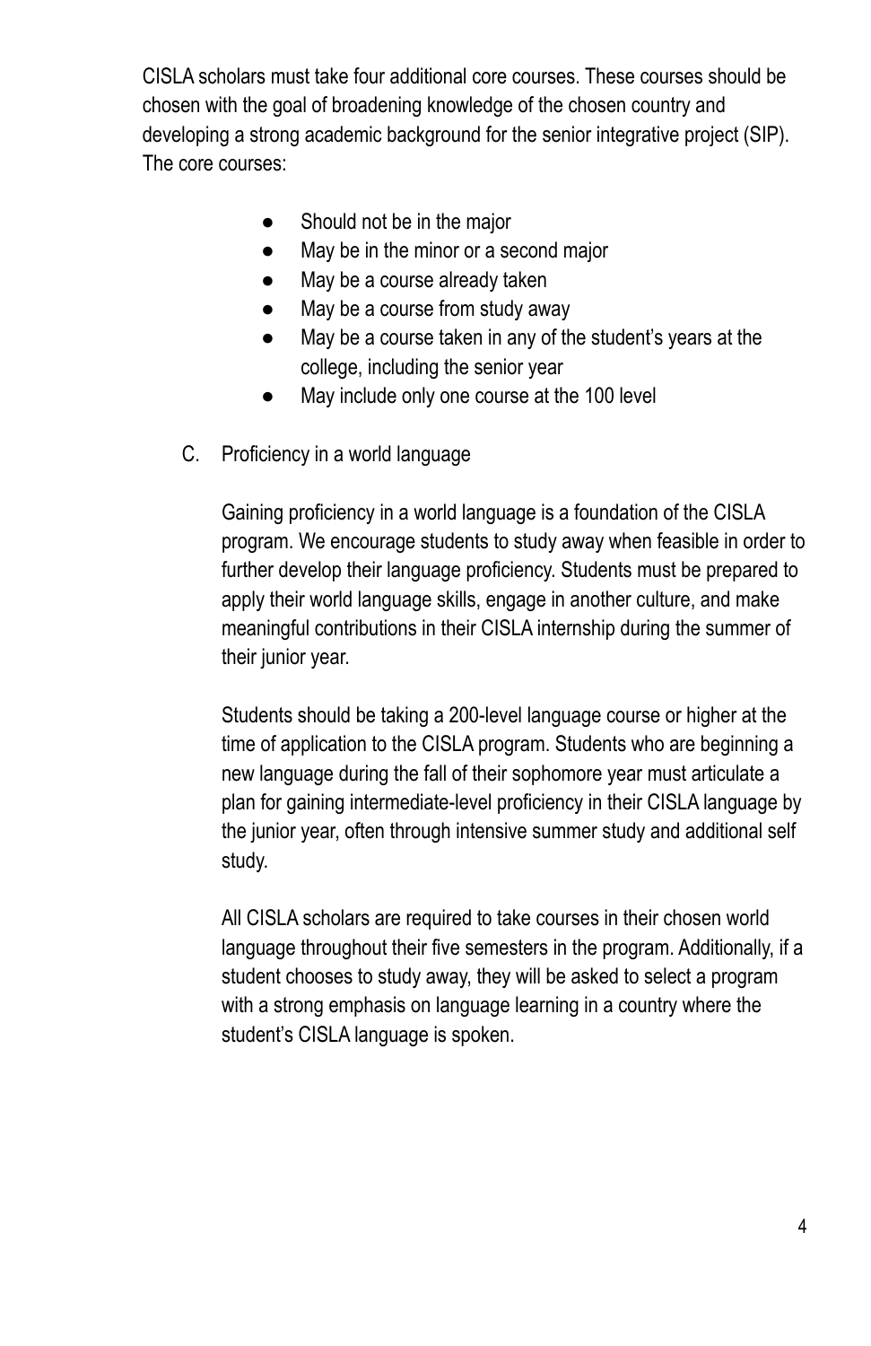CISLA scholars must take four additional core courses. These courses should be chosen with the goal of broadening knowledge of the chosen country and developing a strong academic background for the senior integrative project (SIP). The core courses:

- Should not be in the major
- May be in the minor or a second major
- May be a course already taken
- May be a course from study away
- May be a course taken in any of the student's years at the college, including the senior year
- May include only one course at the 100 level

C. Proficiency in a world language

Gaining proficiency in a world language is a foundation of the CISLA program. We encourage students to study away when feasible in order to further develop their language proficiency. Students must be prepared to apply their world language skills, engage in another culture, and make meaningful contributions in their CISLA internship during the summer of their junior year.

Students should be taking a 200-level language course or higher at the time of application to the CISLA program. Students who are beginning a new language during the fall of their sophomore year must articulate a plan for gaining intermediate-level proficiency in their CISLA language by the junior year, often through intensive summer study and additional self study.

All CISLA scholars are required to take courses in their chosen world language throughout their five semesters in the program. Additionally, if a student chooses to study away, they will be asked to select a program with a strong emphasis on language learning in a country where the student's CISLA language is spoken.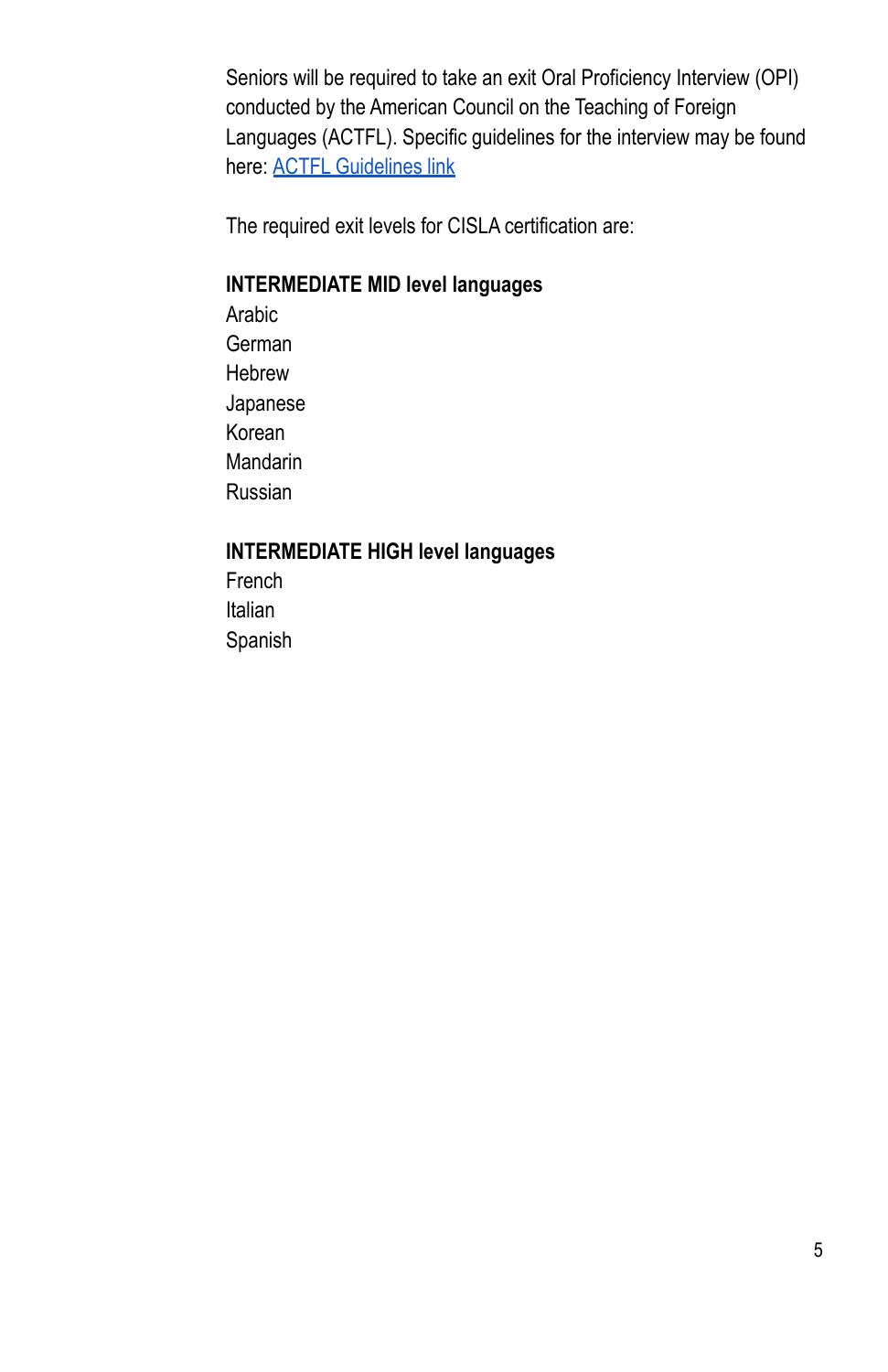Seniors will be required to take an exit Oral Proficiency Interview (OPI) conducted by the American Council on the Teaching of Foreign Languages (ACTFL). Specific guidelines for the interview may be found here: [ACTFL Guidelines link]

The required exit levels for CISLA certification are:

**INTERMEDIATE MID level languages**

Arabic
German
Hebrew
Japanese
Korean
Mandarin
Russian

**INTERMEDIATE HIGH level languages**

French
Italian
Spanish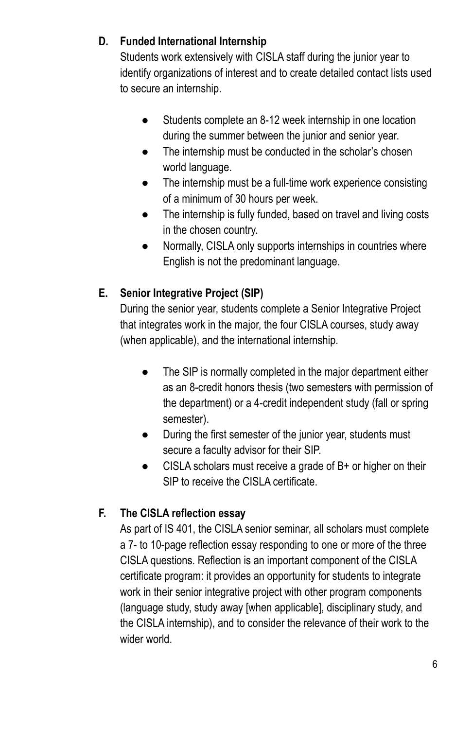### D. Funded International Internship

Students work extensively with CISLA staff during the junior year to identify organizations of interest and to create detailed contact lists used to secure an internship.

- Students complete an 8-12 week internship in one location during the summer between the junior and senior year.
- The internship must be conducted in the scholar's chosen world language.
- The internship must be a full-time work experience consisting of a minimum of 30 hours per week.
- The internship is fully funded, based on travel and living costs in the chosen country.
- Normally, CISLA only supports internships in countries where English is not the predominant language.

### E. Senior Integrative Project (SIP)

During the senior year, students complete a Senior Integrative Project that integrates work in the major, the four CISLA courses, study away (when applicable), and the international internship.

- The SIP is normally completed in the major department either as an 8-credit honors thesis (two semesters with permission of the department) or a 4-credit independent study (fall or spring semester).
- During the first semester of the junior year, students must secure a faculty advisor for their SIP.
- CISLA scholars must receive a grade of B+ or higher on their SIP to receive the CISLA certificate.

### F. The CISLA reflection essay

As part of IS 401, the CISLA senior seminar, all scholars must complete a 7- to 10-page reflection essay responding to one or more of the three CISLA questions. Reflection is an important component of the CISLA certificate program: it provides an opportunity for students to integrate work in their senior integrative project with other program components (language study, study away [when applicable], disciplinary study, and the CISLA internship), and to consider the relevance of their work to the wider world.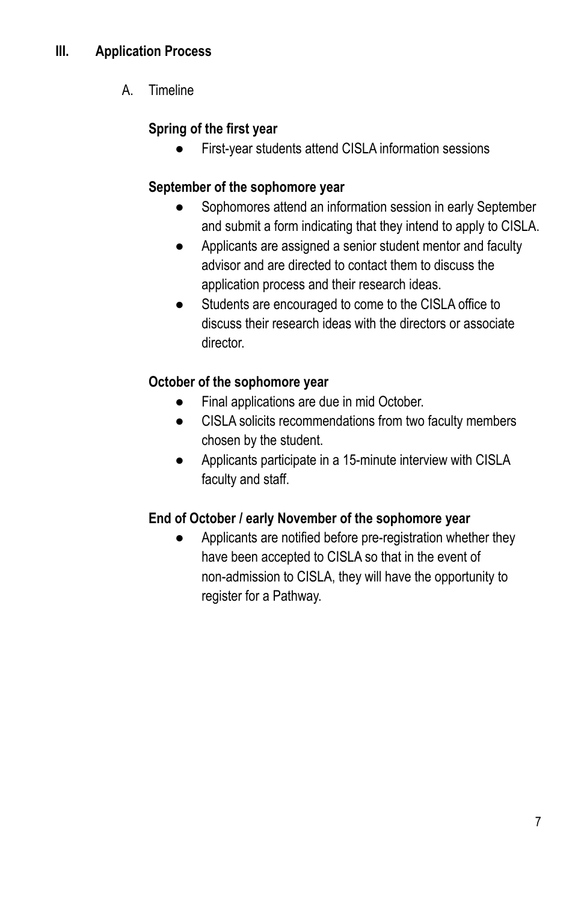## III. Application Process

### A. Timeline

**Spring of the first year**

- First-year students attend CISLA information sessions

**September of the sophomore year**

- Sophomores attend an information session in early September and submit a form indicating that they intend to apply to CISLA.
- Applicants are assigned a senior student mentor and faculty advisor and are directed to contact them to discuss the application process and their research ideas.
- Students are encouraged to come to the CISLA office to discuss their research ideas with the directors or associate director.

**October of the sophomore year**

- Final applications are due in mid October.
- CISLA solicits recommendations from two faculty members chosen by the student.
- Applicants participate in a 15-minute interview with CISLA faculty and staff.

**End of October / early November of the sophomore year**

- Applicants are notified before pre-registration whether they have been accepted to CISLA so that in the event of non-admission to CISLA, they will have the opportunity to register for a Pathway.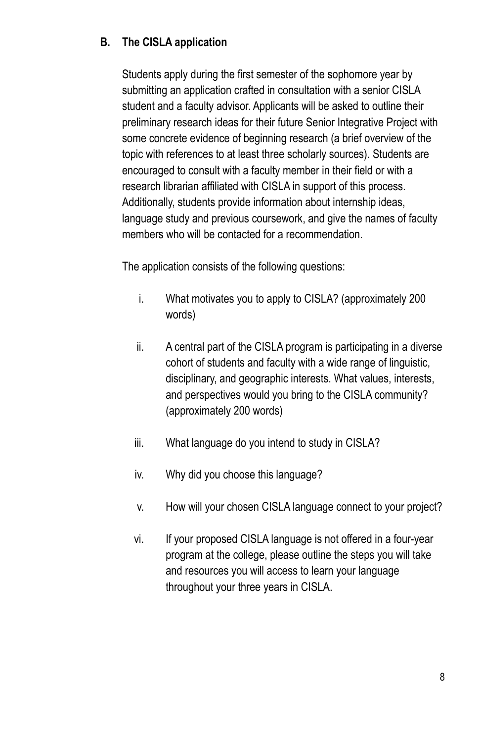### B. The CISLA application

Students apply during the first semester of the sophomore year by submitting an application crafted in consultation with a senior CISLA student and a faculty advisor. Applicants will be asked to outline their preliminary research ideas for their future Senior Integrative Project with some concrete evidence of beginning research (a brief overview of the topic with references to at least three scholarly sources). Students are encouraged to consult with a faculty member in their field or with a research librarian affiliated with CISLA in support of this process. Additionally, students provide information about internship ideas, language study and previous coursework, and give the names of faculty members who will be contacted for a recommendation.

The application consists of the following questions:

i. What motivates you to apply to CISLA? (approximately 200 words)

ii. A central part of the CISLA program is participating in a diverse cohort of students and faculty with a wide range of linguistic, disciplinary, and geographic interests. What values, interests, and perspectives would you bring to the CISLA community? (approximately 200 words)

iii. What language do you intend to study in CISLA?

iv. Why did you choose this language?

v. How will your chosen CISLA language connect to your project?

vi. If your proposed CISLA language is not offered in a four-year program at the college, please outline the steps you will take and resources you will access to learn your language throughout your three years in CISLA.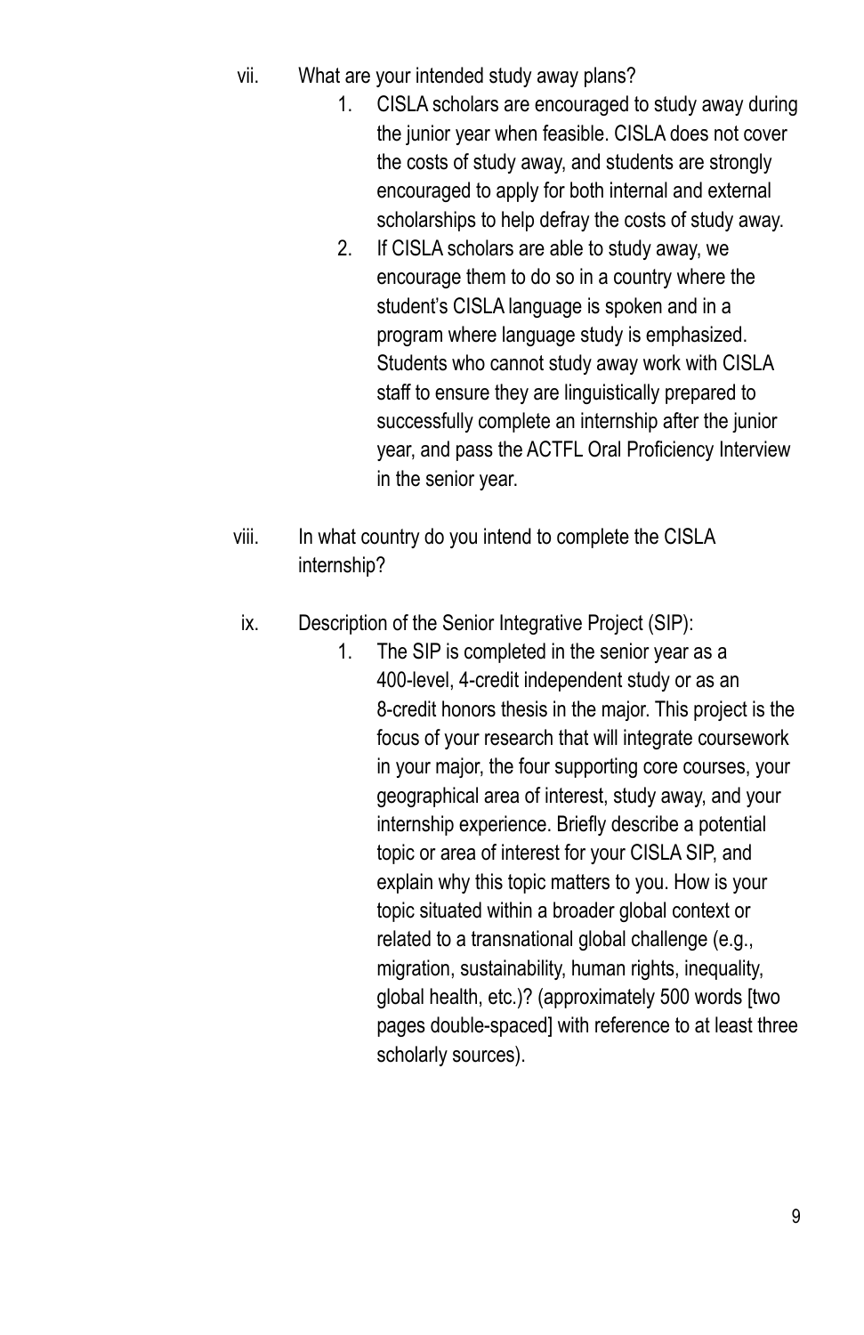vii. What are your intended study away plans?

1. CISLA scholars are encouraged to study away during the junior year when feasible. CISLA does not cover the costs of study away, and students are strongly encouraged to apply for both internal and external scholarships to help defray the costs of study away.
2. If CISLA scholars are able to study away, we encourage them to do so in a country where the student's CISLA language is spoken and in a program where language study is emphasized. Students who cannot study away work with CISLA staff to ensure they are linguistically prepared to successfully complete an internship after the junior year, and pass the ACTFL Oral Proficiency Interview in the senior year.

viii. In what country do you intend to complete the CISLA internship?

ix. Description of the Senior Integrative Project (SIP):

1. The SIP is completed in the senior year as a 400-level, 4-credit independent study or as an 8-credit honors thesis in the major. This project is the focus of your research that will integrate coursework in your major, the four supporting core courses, your geographical area of interest, study away, and your internship experience. Briefly describe a potential topic or area of interest for your CISLA SIP, and explain why this topic matters to you. How is your topic situated within a broader global context or related to a transnational global challenge (e.g., migration, sustainability, human rights, inequality, global health, etc.)? (approximately 500 words [two pages double-spaced] with reference to at least three scholarly sources).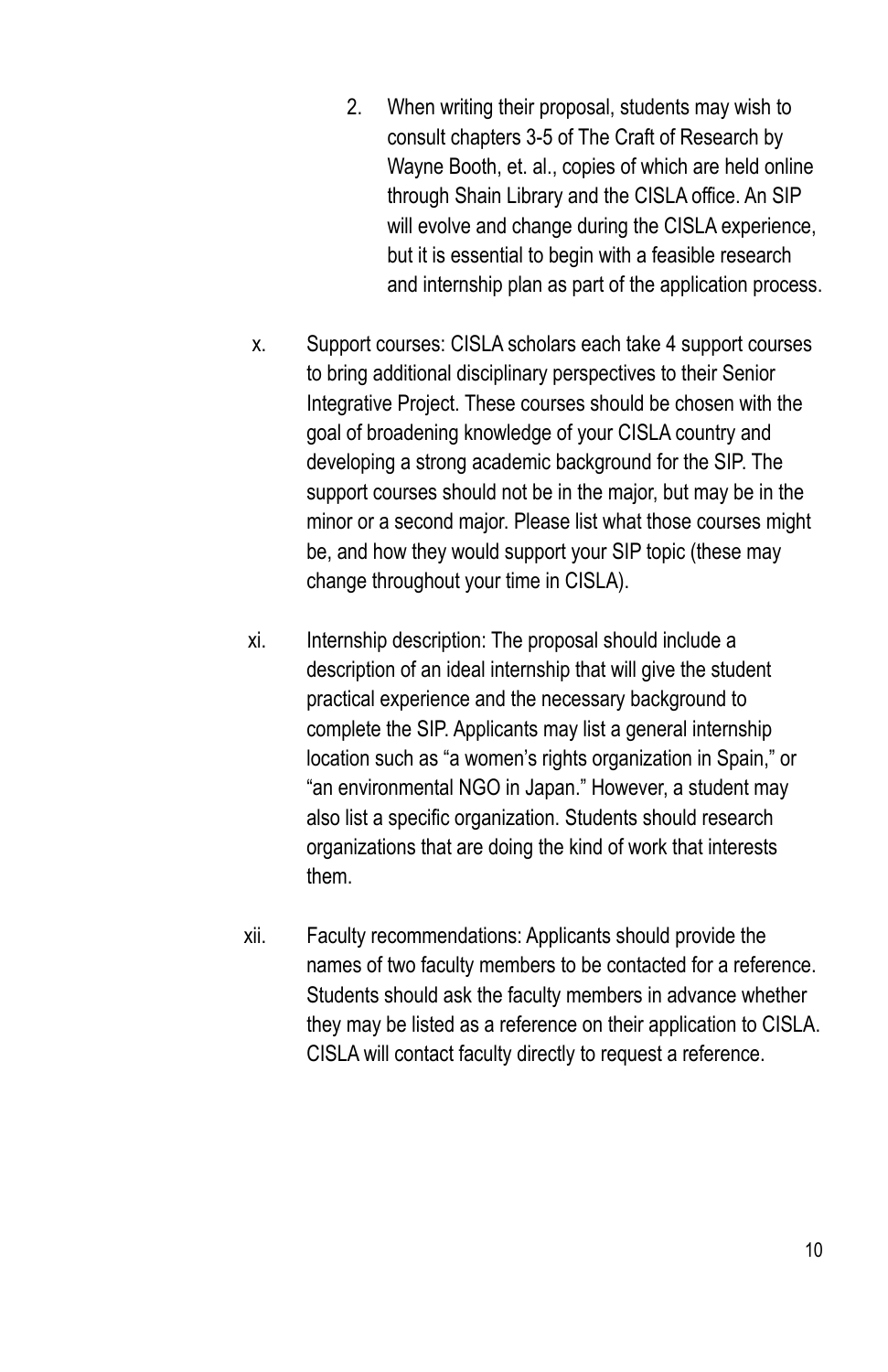2. When writing their proposal, students may wish to consult chapters 3-5 of The Craft of Research by Wayne Booth, et. al., copies of which are held online through Shain Library and the CISLA office. An SIP will evolve and change during the CISLA experience, but it is essential to begin with a feasible research and internship plan as part of the application process.

x. Support courses: CISLA scholars each take 4 support courses to bring additional disciplinary perspectives to their Senior Integrative Project. These courses should be chosen with the goal of broadening knowledge of your CISLA country and developing a strong academic background for the SIP. The support courses should not be in the major, but may be in the minor or a second major. Please list what those courses might be, and how they would support your SIP topic (these may change throughout your time in CISLA).

xi. Internship description: The proposal should include a description of an ideal internship that will give the student practical experience and the necessary background to complete the SIP. Applicants may list a general internship location such as "a women's rights organization in Spain," or "an environmental NGO in Japan." However, a student may also list a specific organization. Students should research organizations that are doing the kind of work that interests them.

xii. Faculty recommendations: Applicants should provide the names of two faculty members to be contacted for a reference. Students should ask the faculty members in advance whether they may be listed as a reference on their application to CISLA. CISLA will contact faculty directly to request a reference.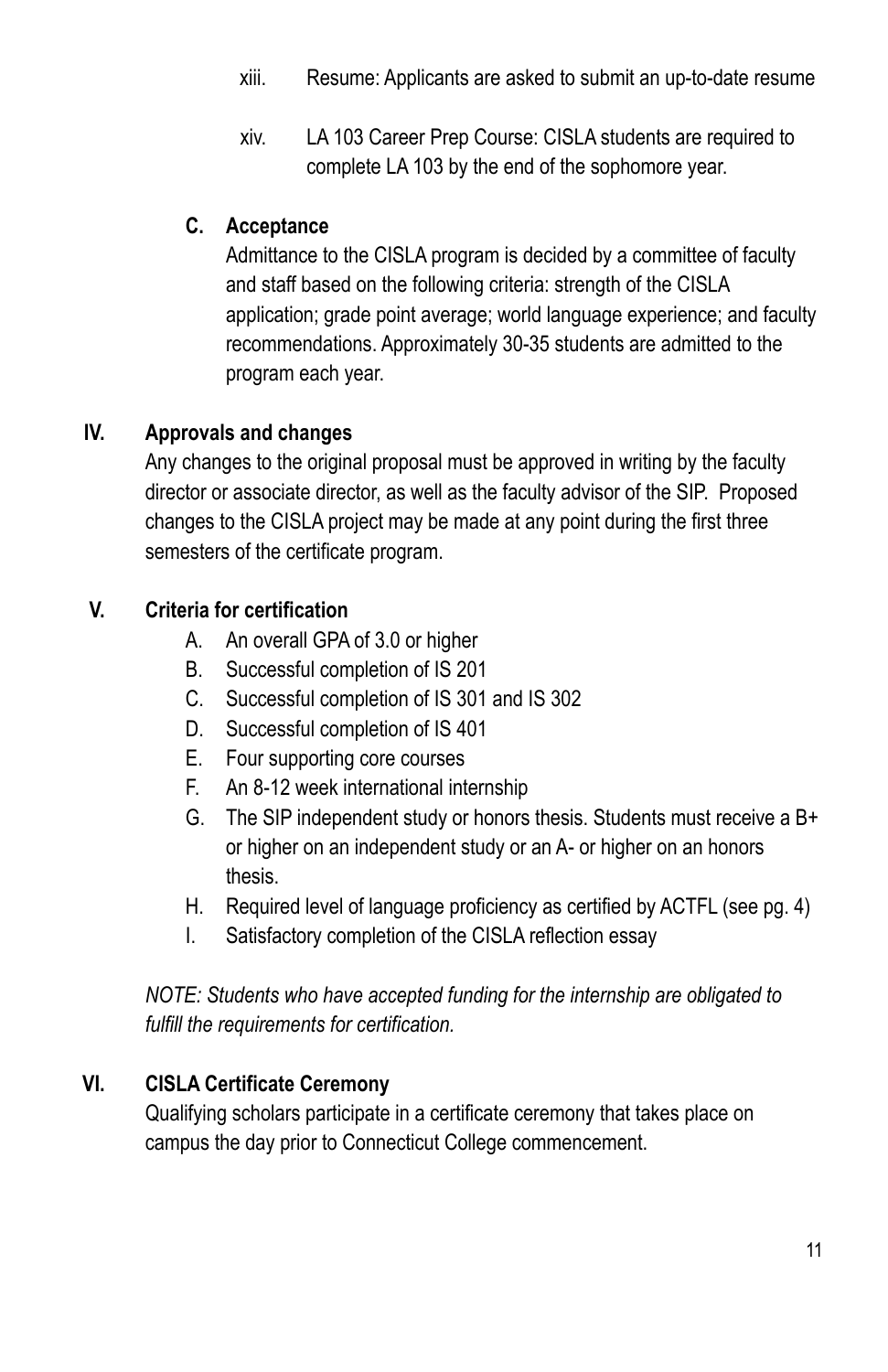xiii. Resume: Applicants are asked to submit an up-to-date resume

xiv. LA 103 Career Prep Course: CISLA students are required to complete LA 103 by the end of the sophomore year.

### C. Acceptance

Admittance to the CISLA program is decided by a committee of faculty and staff based on the following criteria: strength of the CISLA application; grade point average; world language experience; and faculty recommendations. Approximately 30-35 students are admitted to the program each year.

## IV. Approvals and changes

Any changes to the original proposal must be approved in writing by the faculty director or associate director, as well as the faculty advisor of the SIP.  Proposed changes to the CISLA project may be made at any point during the first three semesters of the certificate program.

## V. Criteria for certification

A. An overall GPA of 3.0 or higher
B. Successful completion of IS 201
C. Successful completion of IS 301 and IS 302
D. Successful completion of IS 401
E. Four supporting core courses
F. An 8-12 week international internship
G. The SIP independent study or honors thesis. Students must receive a B+ or higher on an independent study or an A- or higher on an honors thesis.
H. Required level of language proficiency as certified by ACTFL (see pg. 4)
I. Satisfactory completion of the CISLA reflection essay

*NOTE: Students who have accepted funding for the internship are obligated to fulfill the requirements for certification.*

## VI. CISLA Certificate Ceremony

Qualifying scholars participate in a certificate ceremony that takes place on campus the day prior to Connecticut College commencement.